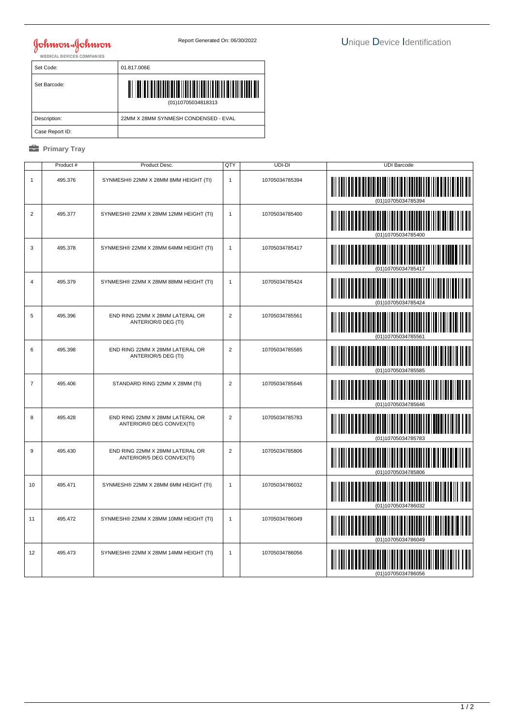Johnson & Johnson MEDICAL DEVICES COMPANIES

Report Generated On: 06/30/2022

# Unique Device Identification

| Set Code: | 01.817.006E |
|---|---|
| Set Barcode: | (01)10705034818313 |
| Description: | 22MM X 28MM SYNMESH CONDENSED - EVAL |
| Case Report ID: | |

## Primary Tray

| | Product # | Product Desc. | QTY | UDI-DI | UDI Barcode |
|---|---|---|---|---|---|
| 1 | 495.376 | SYNMESH® 22MM X 28MM 8MM HEIGHT (TI) | 1 | 10705034785394 | (01)10705034785394 |
| 2 | 495.377 | SYNMESH® 22MM X 28MM 12MM HEIGHT (TI) | 1 | 10705034785400 | (01)10705034785400 |
| 3 | 495.378 | SYNMESH® 22MM X 28MM 64MM HEIGHT (TI) | 1 | 10705034785417 | (01)10705034785417 |
| 4 | 495.379 | SYNMESH® 22MM X 28MM 88MM HEIGHT (TI) | 1 | 10705034785424 | (01)10705034785424 |
| 5 | 495.396 | END RING 22MM X 28MM LATERAL OR ANTERIOR/0 DEG (TI) | 2 | 10705034785561 | (01)10705034785561 |
| 6 | 495.398 | END RING 22MM X 28MM LATERAL OR ANTERIOR/5 DEG (TI) | 2 | 10705034785585 | (01)10705034785585 |
| 7 | 495.406 | STANDARD RING 22MM X 28MM (TI) | 2 | 10705034785646 | (01)10705034785646 |
| 8 | 495.428 | END RING 22MM X 28MM LATERAL OR ANTERIOR/0 DEG CONVEX(TI) | 2 | 10705034785783 | (01)10705034785783 |
| 9 | 495.430 | END RING 22MM X 28MM LATERAL OR ANTERIOR/5 DEG CONVEX(TI) | 2 | 10705034785806 | (01)10705034785806 |
| 10 | 495.471 | SYNMESH® 22MM X 28MM 6MM HEIGHT (TI) | 1 | 10705034786032 | (01)10705034786032 |
| 11 | 495.472 | SYNMESH® 22MM X 28MM 10MM HEIGHT (TI) | 1 | 10705034786049 | (01)10705034786049 |
| 12 | 495.473 | SYNMESH® 22MM X 28MM 14MM HEIGHT (TI) | 1 | 10705034786056 | (01)10705034786056 |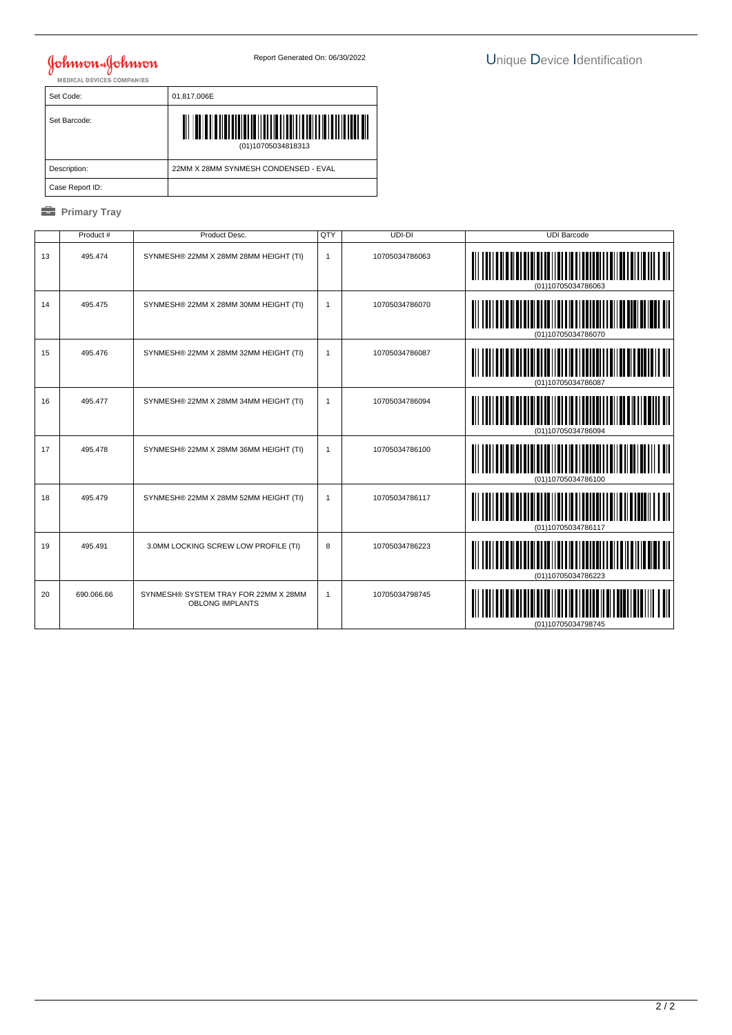Report Generated On: 06/30/2022

Unique Device Identification

| | |
|---|---|
| Set Code: | 01.817.006E |
| Set Barcode: | (01)10705034818313 |
| Description: | 22MM X 28MM SYNMESH CONDENSED - EVAL |
| Case Report ID: | |

**Primary Tray**

| | Product # | Product Desc. | QTY | UDI-DI | UDI Barcode |
|---|---|---|---|---|---|
| 13 | 495.474 | SYNMESH® 22MM X 28MM 28MM HEIGHT (TI) | 1 | 10705034786063 | (01)10705034786063 |
| 14 | 495.475 | SYNMESH® 22MM X 28MM 30MM HEIGHT (TI) | 1 | 10705034786070 | (01)10705034786070 |
| 15 | 495.476 | SYNMESH® 22MM X 28MM 32MM HEIGHT (TI) | 1 | 10705034786087 | (01)10705034786087 |
| 16 | 495.477 | SYNMESH® 22MM X 28MM 34MM HEIGHT (TI) | 1 | 10705034786094 | (01)10705034786094 |
| 17 | 495.478 | SYNMESH® 22MM X 28MM 36MM HEIGHT (TI) | 1 | 10705034786100 | (01)10705034786100 |
| 18 | 495.479 | SYNMESH® 22MM X 28MM 52MM HEIGHT (TI) | 1 | 10705034786117 | (01)10705034786117 |
| 19 | 495.491 | 3.0MM LOCKING SCREW LOW PROFILE (TI) | 8 | 10705034786223 | (01)10705034786223 |
| 20 | 690.066.66 | SYNMESH® SYSTEM TRAY FOR 22MM X 28MM OBLONG IMPLANTS | 1 | 10705034798745 | (01)10705034798745 |